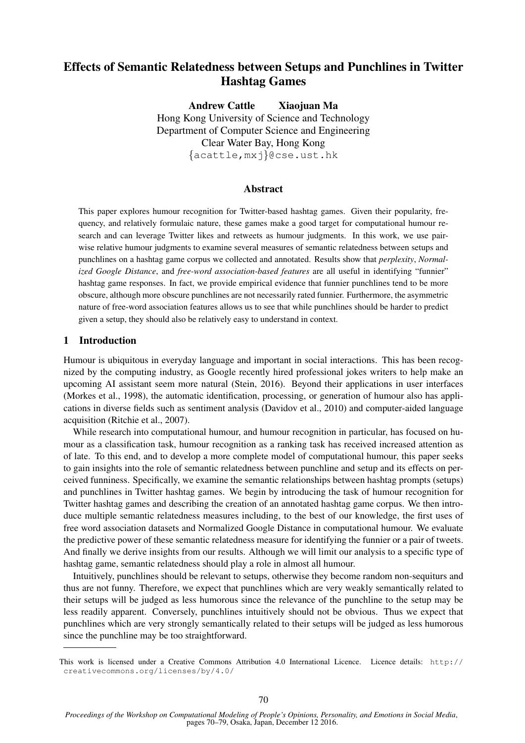# Effects of Semantic Relatedness between Setups and Punchlines in Twitter Hashtag Games

**Andrew Cattle  Xiaojuan Ma**
Hong Kong University of Science and Technology
Department of Computer Science and Engineering
Clear Water Bay, Hong Kong
{acattle,mxj}@cse.ust.hk

## Abstract

This paper explores humour recognition for Twitter-based hashtag games. Given their popularity, frequency, and relatively formulaic nature, these games make a good target for computational humour research and can leverage Twitter likes and retweets as humour judgments. In this work, we use pairwise relative humour judgments to examine several measures of semantic relatedness between setups and punchlines on a hashtag game corpus we collected and annotated. Results show that *perplexity*, *Normalized Google Distance*, and *free-word association-based features* are all useful in identifying "funnier" hashtag game responses. In fact, we provide empirical evidence that funnier punchlines tend to be more obscure, although more obscure punchlines are not necessarily rated funnier. Furthermore, the asymmetric nature of free-word association features allows us to see that while punchlines should be harder to predict given a setup, they should also be relatively easy to understand in context.

## 1 Introduction

Humour is ubiquitous in everyday language and important in social interactions. This has been recognized by the computing industry, as Google recently hired professional jokes writers to help make an upcoming AI assistant seem more natural (Stein, 2016). Beyond their applications in user interfaces (Morkes et al., 1998), the automatic identification, processing, or generation of humour also has applications in diverse fields such as sentiment analysis (Davidov et al., 2010) and computer-aided language acquisition (Ritchie et al., 2007).

While research into computational humour, and humour recognition in particular, has focused on humour as a classification task, humour recognition as a ranking task has received increased attention as of late. To this end, and to develop a more complete model of computational humour, this paper seeks to gain insights into the role of semantic relatedness between punchline and setup and its effects on perceived funniness. Specifically, we examine the semantic relationships between hashtag prompts (setups) and punchlines in Twitter hashtag games. We begin by introducing the task of humour recognition for Twitter hashtag games and describing the creation of an annotated hashtag game corpus. We then introduce multiple semantic relatedness measures including, to the best of our knowledge, the first uses of free word association datasets and Normalized Google Distance in computational humour. We evaluate the predictive power of these semantic relatedness measure for identifying the funnier or a pair of tweets. And finally we derive insights from our results. Although we will limit our analysis to a specific type of hashtag game, semantic relatedness should play a role in almost all humour.

Intuitively, punchlines should be relevant to setups, otherwise they become random non-sequiturs and thus are not funny. Therefore, we expect that punchlines which are very weakly semantically related to their setups will be judged as less humorous since the relevance of the punchline to the setup may be less readily apparent. Conversely, punchlines intuitively should not be obvious. Thus we expect that punchlines which are very strongly semantically related to their setups will be judged as less humorous since the punchline may be too straightforward.

This work is licensed under a Creative Commons Attribution 4.0 International Licence. Licence details: http://creativecommons.org/licenses/by/4.0/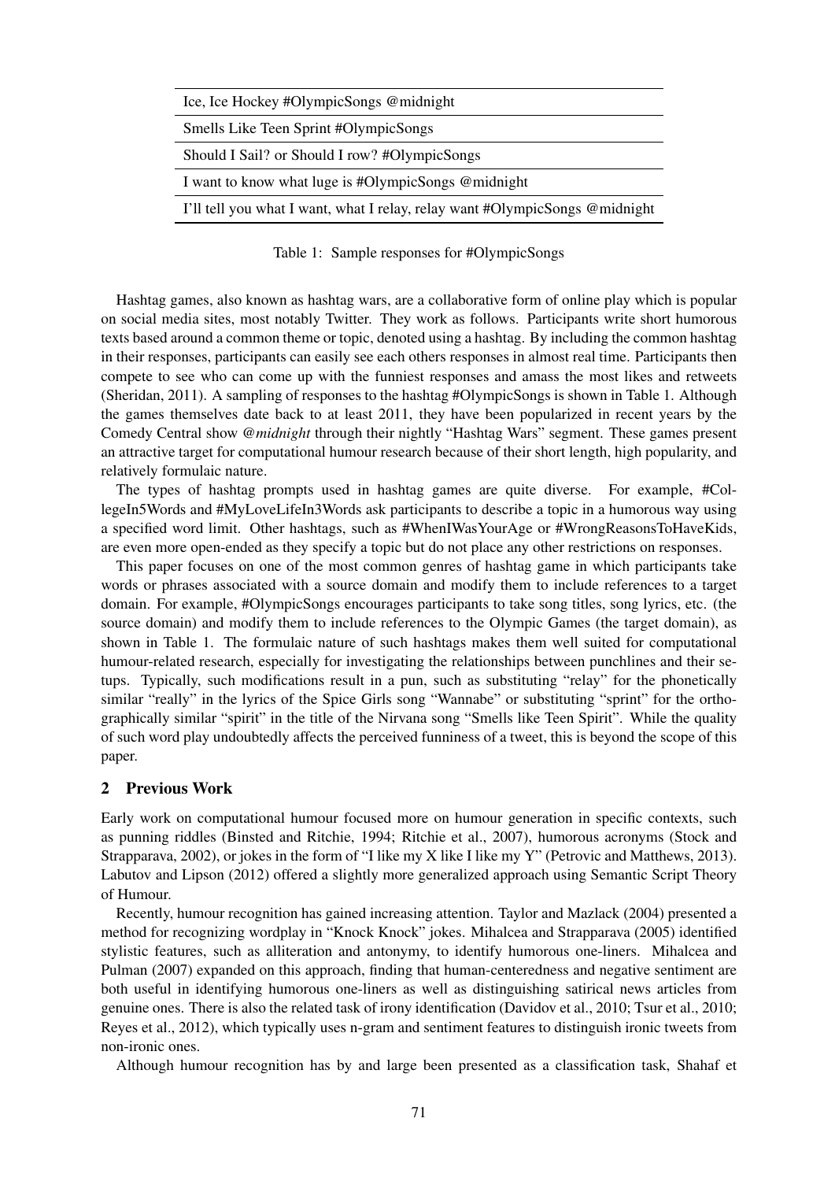| Ice, Ice Hockey #OlympicSongs @midnight |
|---|
| Smells Like Teen Sprint #OlympicSongs |
| Should I Sail? or Should I row? #OlympicSongs |
| I want to know what luge is #OlympicSongs @midnight |
| I'll tell you what I want, what I relay, relay want #OlympicSongs @midnight |

Table 1: Sample responses for #OlympicSongs

Hashtag games, also known as hashtag wars, are a collaborative form of online play which is popular on social media sites, most notably Twitter. They work as follows. Participants write short humorous texts based around a common theme or topic, denoted using a hashtag. By including the common hashtag in their responses, participants can easily see each others responses in almost real time. Participants then compete to see who can come up with the funniest responses and amass the most likes and retweets (Sheridan, 2011). A sampling of responses to the hashtag #OlympicSongs is shown in Table 1. Although the games themselves date back to at least 2011, they have been popularized in recent years by the Comedy Central show *@midnight* through their nightly "Hashtag Wars" segment. These games present an attractive target for computational humour research because of their short length, high popularity, and relatively formulaic nature.

The types of hashtag prompts used in hashtag games are quite diverse. For example, #CollegeIn5Words and #MyLoveLifeIn3Words ask participants to describe a topic in a humorous way using a specified word limit. Other hashtags, such as #WhenIWasYourAge or #WrongReasonsToHaveKids, are even more open-ended as they specify a topic but do not place any other restrictions on responses.

This paper focuses on one of the most common genres of hashtag game in which participants take words or phrases associated with a source domain and modify them to include references to a target domain. For example, #OlympicSongs encourages participants to take song titles, song lyrics, etc. (the source domain) and modify them to include references to the Olympic Games (the target domain), as shown in Table 1. The formulaic nature of such hashtags makes them well suited for computational humour-related research, especially for investigating the relationships between punchlines and their setups. Typically, such modifications result in a pun, such as substituting "relay" for the phonetically similar "really" in the lyrics of the Spice Girls song "Wannabe" or substituting "sprint" for the orthographically similar "spirit" in the title of the Nirvana song "Smells like Teen Spirit". While the quality of such word play undoubtedly affects the perceived funniness of a tweet, this is beyond the scope of this paper.

## 2 Previous Work

Early work on computational humour focused more on humour generation in specific contexts, such as punning riddles (Binsted and Ritchie, 1994; Ritchie et al., 2007), humorous acronyms (Stock and Strapparava, 2002), or jokes in the form of "I like my X like I like my Y" (Petrovic and Matthews, 2013). Labutov and Lipson (2012) offered a slightly more generalized approach using Semantic Script Theory of Humour.

Recently, humour recognition has gained increasing attention. Taylor and Mazlack (2004) presented a method for recognizing wordplay in "Knock Knock" jokes. Mihalcea and Strapparava (2005) identified stylistic features, such as alliteration and antonymy, to identify humorous one-liners. Mihalcea and Pulman (2007) expanded on this approach, finding that human-centeredness and negative sentiment are both useful in identifying humorous one-liners as well as distinguishing satirical news articles from genuine ones. There is also the related task of irony identification (Davidov et al., 2010; Tsur et al., 2010; Reyes et al., 2012), which typically uses n-gram and sentiment features to distinguish ironic tweets from non-ironic ones.

Although humour recognition has by and large been presented as a classification task, Shahaf et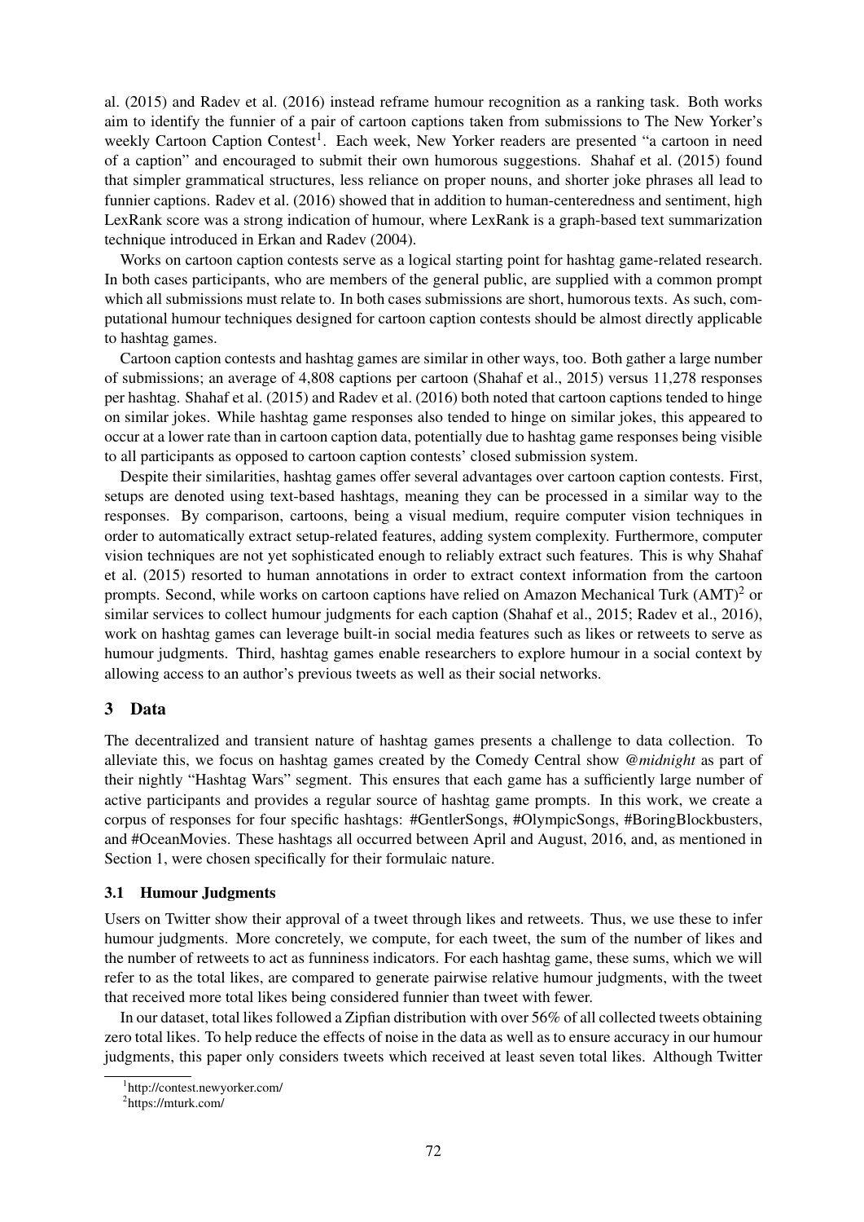al. (2015) and Radev et al. (2016) instead reframe humour recognition as a ranking task. Both works aim to identify the funnier of a pair of cartoon captions taken from submissions to The New Yorker's weekly Cartoon Caption Contest[1]. Each week, New Yorker readers are presented "a cartoon in need of a caption" and encouraged to submit their own humorous suggestions. Shahaf et al. (2015) found that simpler grammatical structures, less reliance on proper nouns, and shorter joke phrases all lead to funnier captions. Radev et al. (2016) showed that in addition to human-centeredness and sentiment, high LexRank score was a strong indication of humour, where LexRank is a graph-based text summarization technique introduced in Erkan and Radev (2004).

Works on cartoon caption contests serve as a logical starting point for hashtag game-related research. In both cases participants, who are members of the general public, are supplied with a common prompt which all submissions must relate to. In both cases submissions are short, humorous texts. As such, computational humour techniques designed for cartoon caption contests should be almost directly applicable to hashtag games.

Cartoon caption contests and hashtag games are similar in other ways, too. Both gather a large number of submissions; an average of 4,808 captions per cartoon (Shahaf et al., 2015) versus 11,278 responses per hashtag. Shahaf et al. (2015) and Radev et al. (2016) both noted that cartoon captions tended to hinge on similar jokes. While hashtag game responses also tended to hinge on similar jokes, this appeared to occur at a lower rate than in cartoon caption data, potentially due to hashtag game responses being visible to all participants as opposed to cartoon caption contests' closed submission system.

Despite their similarities, hashtag games offer several advantages over cartoon caption contests. First, setups are denoted using text-based hashtags, meaning they can be processed in a similar way to the responses. By comparison, cartoons, being a visual medium, require computer vision techniques in order to automatically extract setup-related features, adding system complexity. Furthermore, computer vision techniques are not yet sophisticated enough to reliably extract such features. This is why Shahaf et al. (2015) resorted to human annotations in order to extract context information from the cartoon prompts. Second, while works on cartoon captions have relied on Amazon Mechanical Turk (AMT)[2] or similar services to collect humour judgments for each caption (Shahaf et al., 2015; Radev et al., 2016), work on hashtag games can leverage built-in social media features such as likes or retweets to serve as humour judgments. Third, hashtag games enable researchers to explore humour in a social context by allowing access to an author's previous tweets as well as their social networks.

## 3 Data

The decentralized and transient nature of hashtag games presents a challenge to data collection. To alleviate this, we focus on hashtag games created by the Comedy Central show @*midnight* as part of their nightly "Hashtag Wars" segment. This ensures that each game has a sufficiently large number of active participants and provides a regular source of hashtag game prompts. In this work, we create a corpus of responses for four specific hashtags: #GentlerSongs, #OlympicSongs, #BoringBlockbusters, and #OceanMovies. These hashtags all occurred between April and August, 2016, and, as mentioned in Section 1, were chosen specifically for their formulaic nature.

### 3.1 Humour Judgments

Users on Twitter show their approval of a tweet through likes and retweets. Thus, we use these to infer humour judgments. More concretely, we compute, for each tweet, the sum of the number of likes and the number of retweets to act as funniness indicators. For each hashtag game, these sums, which we will refer to as the total likes, are compared to generate pairwise relative humour judgments, with the tweet that received more total likes being considered funnier than tweet with fewer.

In our dataset, total likes followed a Zipfian distribution with over 56% of all collected tweets obtaining zero total likes. To help reduce the effects of noise in the data as well as to ensure accuracy in our humour judgments, this paper only considers tweets which received at least seven total likes. Although Twitter

[1] http://contest.newyorker.com/

[2] https://mturk.com/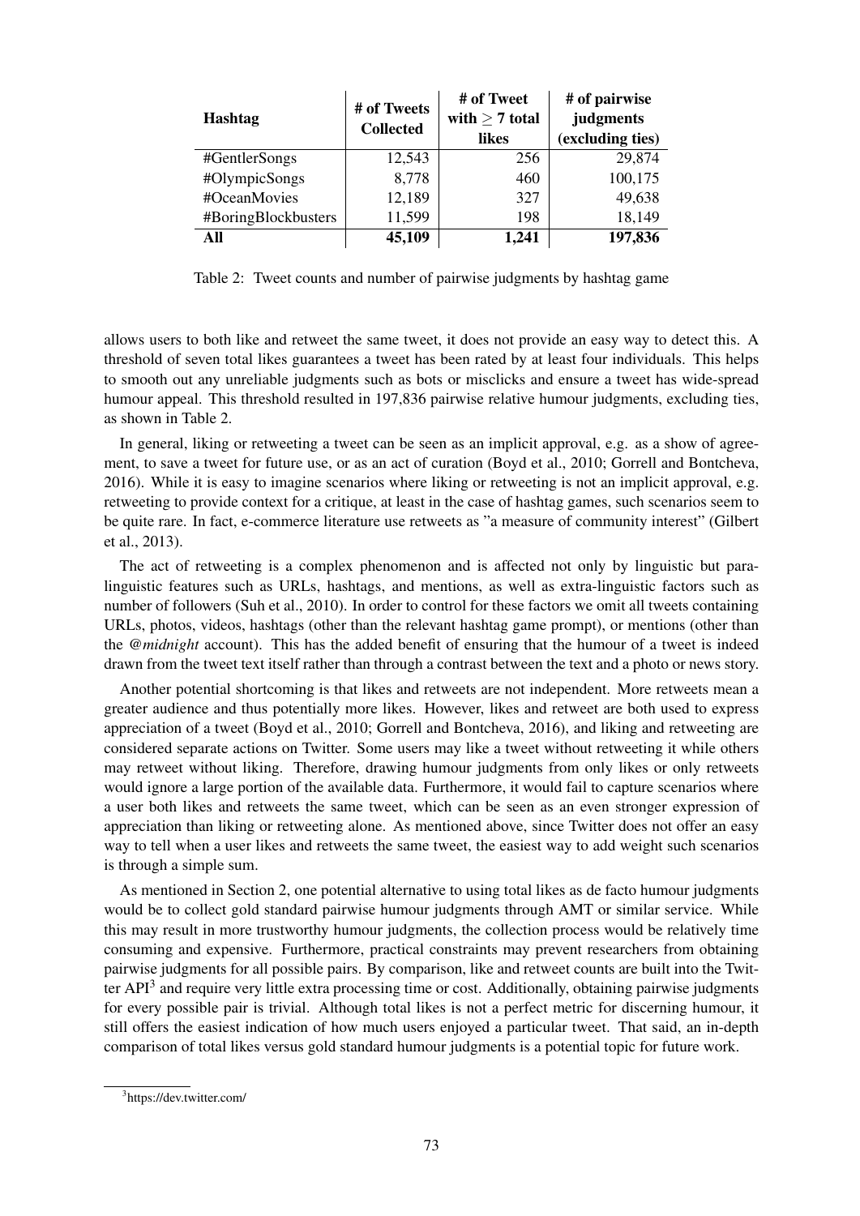| Hashtag | # of Tweets Collected | # of Tweet with $\geq 7$ total likes | # of pairwise judgments (excluding ties) |
|---|---|---|---|
| #GentlerSongs | 12,543 | 256 | 29,874 |
| #OlympicSongs | 8,778 | 460 | 100,175 |
| #OceanMovies | 12,189 | 327 | 49,638 |
| #BoringBlockbusters | 11,599 | 198 | 18,149 |
| **All** | **45,109** | **1,241** | **197,836** |

Table 2: Tweet counts and number of pairwise judgments by hashtag game

allows users to both like and retweet the same tweet, it does not provide an easy way to detect this. A threshold of seven total likes guarantees a tweet has been rated by at least four individuals. This helps to smooth out any unreliable judgments such as bots or misclicks and ensure a tweet has wide-spread humour appeal. This threshold resulted in 197,836 pairwise relative humour judgments, excluding ties, as shown in Table 2.

In general, liking or retweeting a tweet can be seen as an implicit approval, e.g. as a show of agreement, to save a tweet for future use, or as an act of curation (Boyd et al., 2010; Gorrell and Bontcheva, 2016). While it is easy to imagine scenarios where liking or retweeting is not an implicit approval, e.g. retweeting to provide context for a critique, at least in the case of hashtag games, such scenarios seem to be quite rare. In fact, e-commerce literature use retweets as "a measure of community interest" (Gilbert et al., 2013).

The act of retweeting is a complex phenomenon and is affected not only by linguistic but para-linguistic features such as URLs, hashtags, and mentions, as well as extra-linguistic factors such as number of followers (Suh et al., 2010). In order to control for these factors we omit all tweets containing URLs, photos, videos, hashtags (other than the relevant hashtag game prompt), or mentions (other than the *@midnight* account). This has the added benefit of ensuring that the humour of a tweet is indeed drawn from the tweet text itself rather than through a contrast between the text and a photo or news story.

Another potential shortcoming is that likes and retweets are not independent. More retweets mean a greater audience and thus potentially more likes. However, likes and retweet are both used to express appreciation of a tweet (Boyd et al., 2010; Gorrell and Bontcheva, 2016), and liking and retweeting are considered separate actions on Twitter. Some users may like a tweet without retweeting it while others may retweet without liking. Therefore, drawing humour judgments from only likes or only retweets would ignore a large portion of the available data. Furthermore, it would fail to capture scenarios where a user both likes and retweets the same tweet, which can be seen as an even stronger expression of appreciation than liking or retweeting alone. As mentioned above, since Twitter does not offer an easy way to tell when a user likes and retweets the same tweet, the easiest way to add weight such scenarios is through a simple sum.

As mentioned in Section 2, one potential alternative to using total likes as de facto humour judgments would be to collect gold standard pairwise humour judgments through AMT or similar service. While this may result in more trustworthy humour judgments, the collection process would be relatively time consuming and expensive. Furthermore, practical constraints may prevent researchers from obtaining pairwise judgments for all possible pairs. By comparison, like and retweet counts are built into the Twitter API[3] and require very little extra processing time or cost. Additionally, obtaining pairwise judgments for every possible pair is trivial. Although total likes is not a perfect metric for discerning humour, it still offers the easiest indication of how much users enjoyed a particular tweet. That said, an in-depth comparison of total likes versus gold standard humour judgments is a potential topic for future work.

[3]https://dev.twitter.com/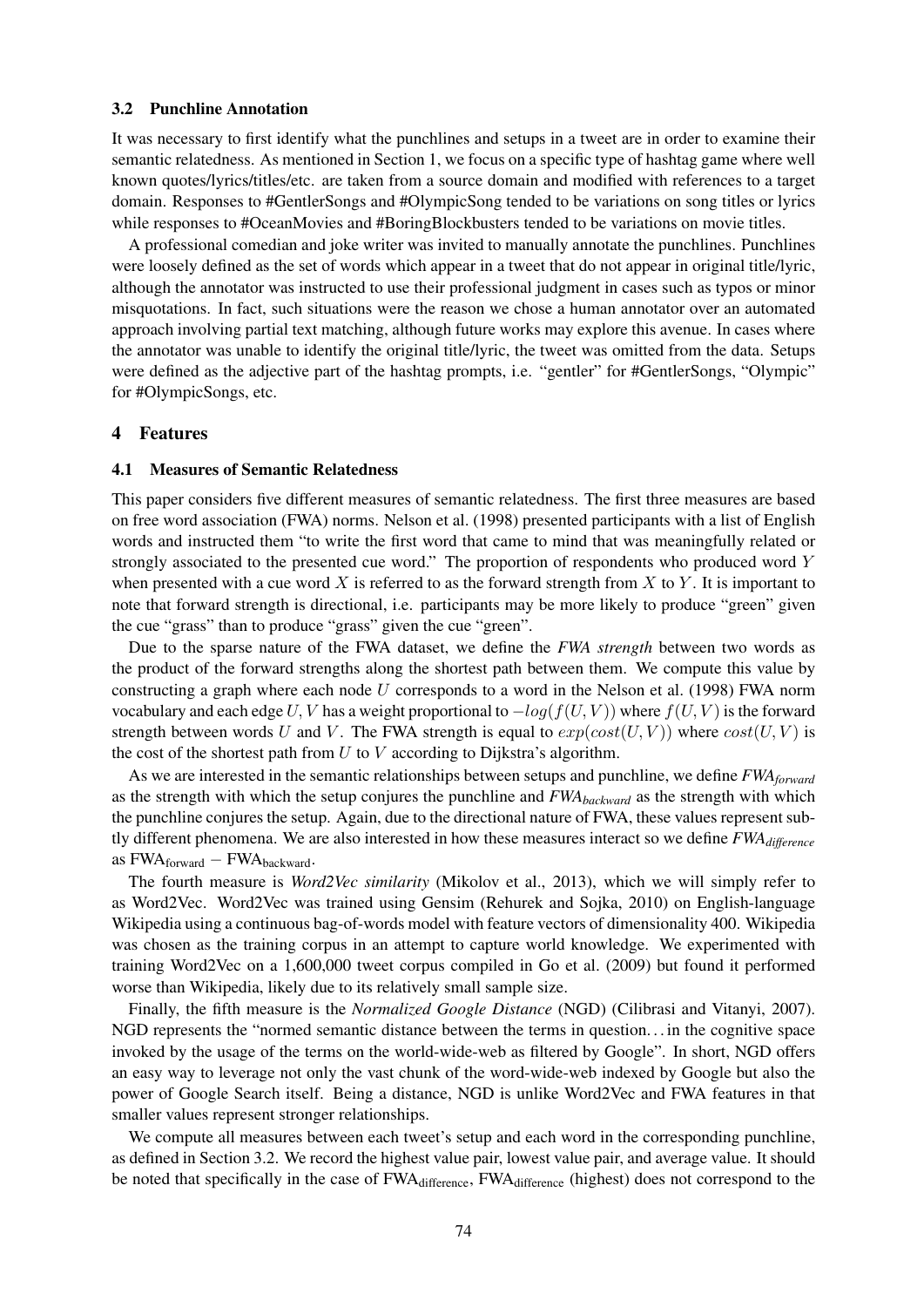### 3.2 Punchline Annotation

It was necessary to first identify what the punchlines and setups in a tweet are in order to examine their semantic relatedness. As mentioned in Section 1, we focus on a specific type of hashtag game where well known quotes/lyrics/titles/etc. are taken from a source domain and modified with references to a target domain. Responses to #GentlerSongs and #OlympicSong tended to be variations on song titles or lyrics while responses to #OceanMovies and #BoringBlockbusters tended to be variations on movie titles.

A professional comedian and joke writer was invited to manually annotate the punchlines. Punchlines were loosely defined as the set of words which appear in a tweet that do not appear in original title/lyric, although the annotator was instructed to use their professional judgment in cases such as typos or minor misquotations. In fact, such situations were the reason we chose a human annotator over an automated approach involving partial text matching, although future works may explore this avenue. In cases where the annotator was unable to identify the original title/lyric, the tweet was omitted from the data. Setups were defined as the adjective part of the hashtag prompts, i.e. "gentler" for #GentlerSongs, "Olympic" for #OlympicSongs, etc.

## 4 Features

### 4.1 Measures of Semantic Relatedness

This paper considers five different measures of semantic relatedness. The first three measures are based on free word association (FWA) norms. Nelson et al. (1998) presented participants with a list of English words and instructed them "to write the first word that came to mind that was meaningfully related or strongly associated to the presented cue word." The proportion of respondents who produced word $Y$ when presented with a cue word $X$ is referred to as the forward strength from $X$ to $Y$. It is important to note that forward strength is directional, i.e. participants may be more likely to produce "green" given the cue "grass" than to produce "grass" given the cue "green".

Due to the sparse nature of the FWA dataset, we define the *FWA strength* between two words as the product of the forward strengths along the shortest path between them. We compute this value by constructing a graph where each node $U$ corresponds to a word in the Nelson et al. (1998) FWA norm vocabulary and each edge $U, V$ has a weight proportional to $-log(f(U, V))$ where $f(U, V)$ is the forward strength between words $U$ and $V$. The FWA strength is equal to $exp(cost(U, V))$ where $cost(U, V)$ is the cost of the shortest path from $U$ to $V$ according to Dijkstra's algorithm.

As we are interested in the semantic relationships between setups and punchline, we define *FWA$_{forward}$* as the strength with which the setup conjures the punchline and *FWA$_{backward}$* as the strength with which the punchline conjures the setup. Again, due to the directional nature of FWA, these values represent subtly different phenomena. We are also interested in how these measures interact so we define *FWA$_{difference}$* as $\text{FWA}_{\text{forward}} - \text{FWA}_{\text{backward}}$.

The fourth measure is *Word2Vec similarity* (Mikolov et al., 2013), which we will simply refer to as Word2Vec. Word2Vec was trained using Gensim (Rehurek and Sojka, 2010) on English-language Wikipedia using a continuous bag-of-words model with feature vectors of dimensionality 400. Wikipedia was chosen as the training corpus in an attempt to capture world knowledge. We experimented with training Word2Vec on a 1,600,000 tweet corpus compiled in Go et al. (2009) but found it performed worse than Wikipedia, likely due to its relatively small sample size.

Finally, the fifth measure is the *Normalized Google Distance* (NGD) (Cilibrasi and Vitanyi, 2007). NGD represents the "normed semantic distance between the terms in question... in the cognitive space invoked by the usage of the terms on the world-wide-web as filtered by Google". In short, NGD offers an easy way to leverage not only the vast chunk of the word-wide-web indexed by Google but also the power of Google Search itself. Being a distance, NGD is unlike Word2Vec and FWA features in that smaller values represent stronger relationships.

We compute all measures between each tweet's setup and each word in the corresponding punchline, as defined in Section 3.2. We record the highest value pair, lowest value pair, and average value. It should be noted that specifically in the case of $\text{FWA}_{\text{difference}}$, $\text{FWA}_{\text{difference}}$ (highest) does not correspond to the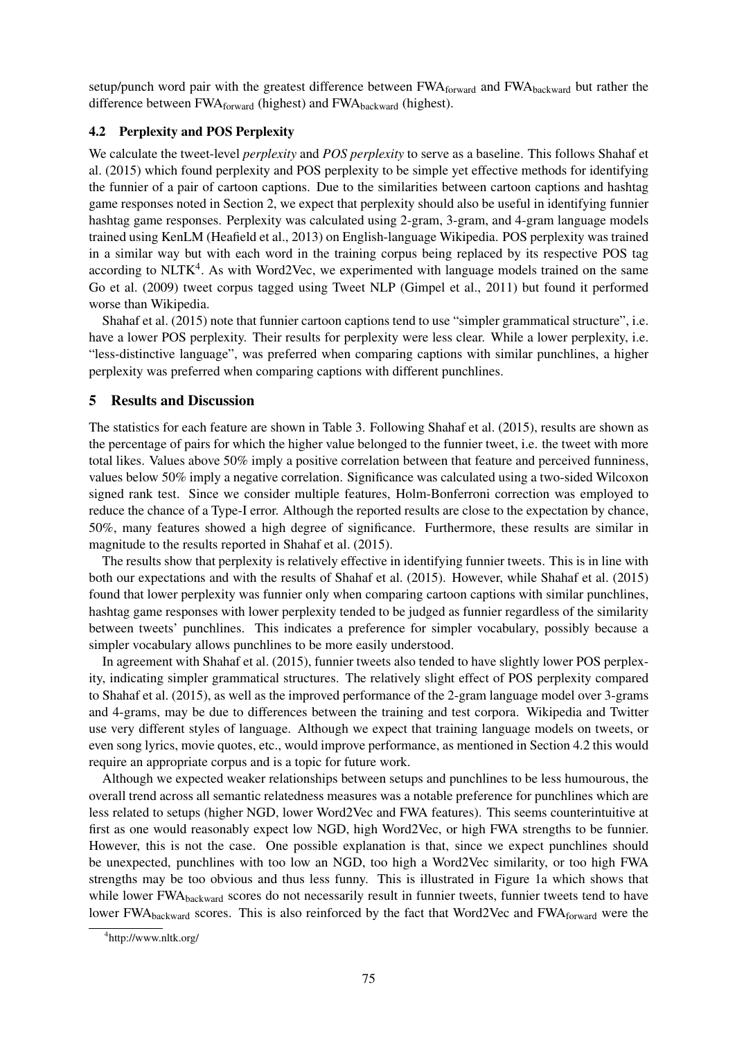setup/punch word pair with the greatest difference between $\text{FWA}_{\text{forward}}$ and $\text{FWA}_{\text{backward}}$ but rather the difference between $\text{FWA}_{\text{forward}}$ (highest) and $\text{FWA}_{\text{backward}}$ (highest).

### 4.2 Perplexity and POS Perplexity

We calculate the tweet-level *perplexity* and *POS perplexity* to serve as a baseline. This follows Shahaf et al. (2015) which found perplexity and POS perplexity to be simple yet effective methods for identifying the funnier of a pair of cartoon captions. Due to the similarities between cartoon captions and hashtag game responses noted in Section 2, we expect that perplexity should also be useful in identifying funnier hashtag game responses. Perplexity was calculated using 2-gram, 3-gram, and 4-gram language models trained using KenLM (Heafield et al., 2013) on English-language Wikipedia. POS perplexity was trained in a similar way but with each word in the training corpus being replaced by its respective POS tag according to NLTK[4]. As with Word2Vec, we experimented with language models trained on the same Go et al. (2009) tweet corpus tagged using Tweet NLP (Gimpel et al., 2011) but found it performed worse than Wikipedia.

Shahaf et al. (2015) note that funnier cartoon captions tend to use "simpler grammatical structure", i.e. have a lower POS perplexity. Their results for perplexity were less clear. While a lower perplexity, i.e. "less-distinctive language", was preferred when comparing captions with similar punchlines, a higher perplexity was preferred when comparing captions with different punchlines.

## 5 Results and Discussion

The statistics for each feature are shown in Table 3. Following Shahaf et al. (2015), results are shown as the percentage of pairs for which the higher value belonged to the funnier tweet, i.e. the tweet with more total likes. Values above 50% imply a positive correlation between that feature and perceived funniness, values below 50% imply a negative correlation. Significance was calculated using a two-sided Wilcoxon signed rank test. Since we consider multiple features, Holm-Bonferroni correction was employed to reduce the chance of a Type-I error. Although the reported results are close to the expectation by chance, 50%, many features showed a high degree of significance. Furthermore, these results are similar in magnitude to the results reported in Shahaf et al. (2015).

The results show that perplexity is relatively effective in identifying funnier tweets. This is in line with both our expectations and with the results of Shahaf et al. (2015). However, while Shahaf et al. (2015) found that lower perplexity was funnier only when comparing cartoon captions with similar punchlines, hashtag game responses with lower perplexity tended to be judged as funnier regardless of the similarity between tweets' punchlines. This indicates a preference for simpler vocabulary, possibly because a simpler vocabulary allows punchlines to be more easily understood.

In agreement with Shahaf et al. (2015), funnier tweets also tended to have slightly lower POS perplexity, indicating simpler grammatical structures. The relatively slight effect of POS perplexity compared to Shahaf et al. (2015), as well as the improved performance of the 2-gram language model over 3-grams and 4-grams, may be due to differences between the training and test corpora. Wikipedia and Twitter use very different styles of language. Although we expect that training language models on tweets, or even song lyrics, movie quotes, etc., would improve performance, as mentioned in Section 4.2 this would require an appropriate corpus and is a topic for future work.

Although we expected weaker relationships between setups and punchlines to be less humourous, the overall trend across all semantic relatedness measures was a notable preference for punchlines which are less related to setups (higher NGD, lower Word2Vec and FWA features). This seems counterintuitive at first as one would reasonably expect low NGD, high Word2Vec, or high FWA strengths to be funnier. However, this is not the case. One possible explanation is that, since we expect punchlines should be unexpected, punchlines with too low an NGD, too high a Word2Vec similarity, or too high FWA strengths may be too obvious and thus less funny. This is illustrated in Figure 1a which shows that while lower $\text{FWA}_{\text{backward}}$ scores do not necessarily result in funnier tweets, funnier tweets tend to have lower $\text{FWA}_{\text{backward}}$ scores. This is also reinforced by the fact that Word2Vec and $\text{FWA}_{\text{forward}}$ were the

[4] http://www.nltk.org/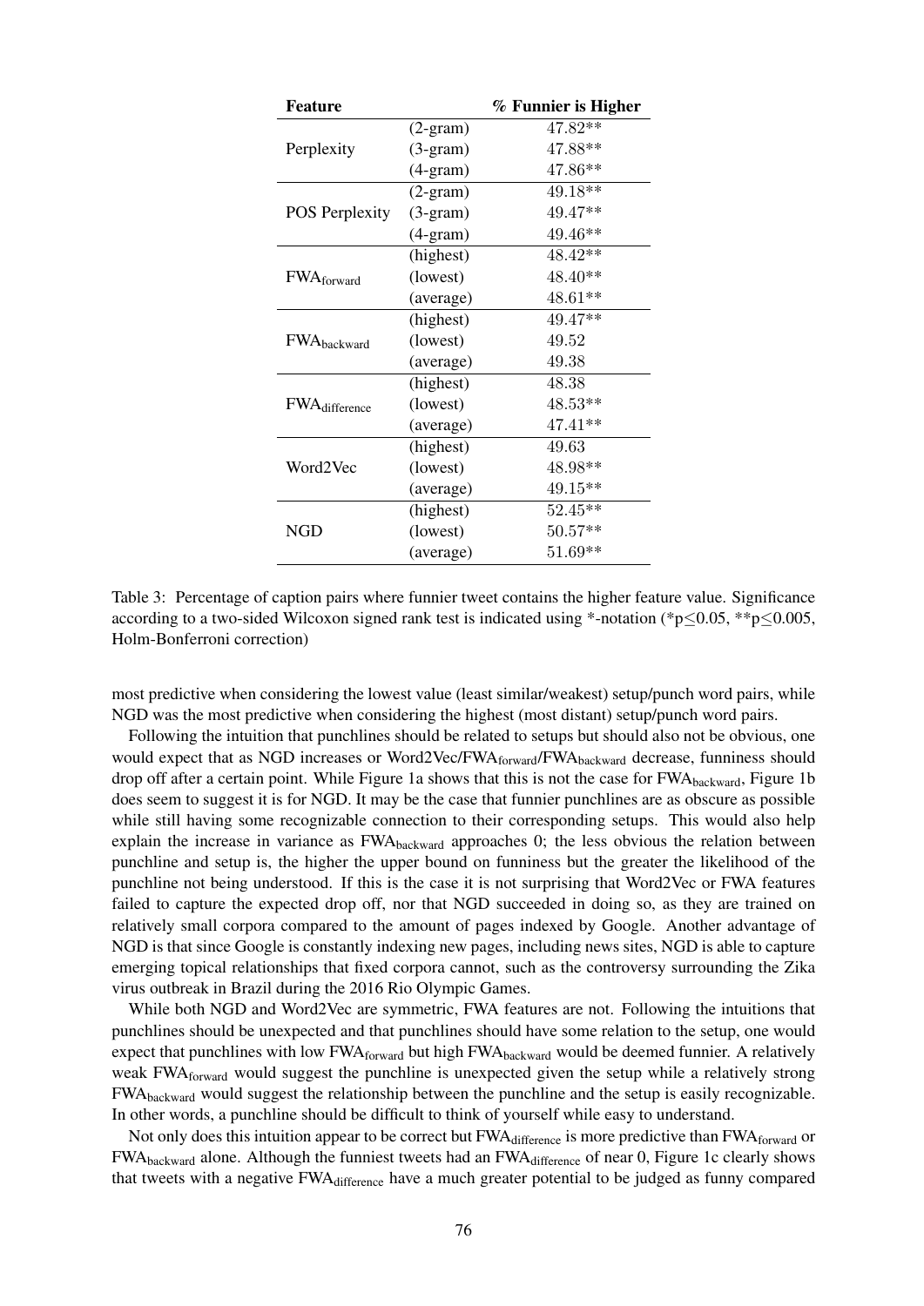| Feature | | % Funnier is Higher |
|---|---|---|
| Perplexity | (2-gram) | 47.82** |
| | (3-gram) | 47.88** |
| | (4-gram) | 47.86** |
| POS Perplexity | (2-gram) | 49.18** |
| | (3-gram) | 49.47** |
| | (4-gram) | 49.46** |
| $FWA_{forward}$ | (highest) | 48.42** |
| | (lowest) | 48.40** |
| | (average) | 48.61** |
| $FWA_{backward}$ | (highest) | 49.47** |
| | (lowest) | 49.52 |
| | (average) | 49.38 |
| $FWA_{difference}$ | (highest) | 48.38 |
| | (lowest) | 48.53** |
| | (average) | 47.41** |
| Word2Vec | (highest) | 49.63 |
| | (lowest) | 48.98** |
| | (average) | 49.15** |
| NGD | (highest) | 52.45** |
| | (lowest) | 50.57** |
| | (average) | 51.69** |

Table 3: Percentage of caption pairs where funnier tweet contains the higher feature value. Significance according to a two-sided Wilcoxon signed rank test is indicated using *-notation (*$p \leq 0.05$, **$p \leq 0.005$, Holm-Bonferroni correction)

most predictive when considering the lowest value (least similar/weakest) setup/punch word pairs, while NGD was the most predictive when considering the highest (most distant) setup/punch word pairs.

Following the intuition that punchlines should be related to setups but should also not be obvious, one would expect that as NGD increases or Word2Vec/$FWA_{forward}$/$FWA_{backward}$ decrease, funniness should drop off after a certain point. While Figure 1a shows that this is not the case for $FWA_{backward}$, Figure 1b does seem to suggest it is for NGD. It may be the case that funnier punchlines are as obscure as possible while still having some recognizable connection to their corresponding setups. This would also help explain the increase in variance as $FWA_{backward}$ approaches 0; the less obvious the relation between punchline and setup is, the higher the upper bound on funniness but the greater the likelihood of the punchline not being understood. If this is the case it is not surprising that Word2Vec or FWA features failed to capture the expected drop off, nor that NGD succeeded in doing so, as they are trained on relatively small corpora compared to the amount of pages indexed by Google. Another advantage of NGD is that since Google is constantly indexing new pages, including news sites, NGD is able to capture emerging topical relationships that fixed corpora cannot, such as the controversy surrounding the Zika virus outbreak in Brazil during the 2016 Rio Olympic Games.

While both NGD and Word2Vec are symmetric, FWA features are not. Following the intuitions that punchlines should be unexpected and that punchlines should have some relation to the setup, one would expect that punchlines with low $FWA_{forward}$ but high $FWA_{backward}$ would be deemed funnier. A relatively weak $FWA_{forward}$ would suggest the punchline is unexpected given the setup while a relatively strong $FWA_{backward}$ would suggest the relationship between the punchline and the setup is easily recognizable. In other words, a punchline should be difficult to think of yourself while easy to understand.

Not only does this intuition appear to be correct but $FWA_{difference}$ is more predictive than $FWA_{forward}$ or $FWA_{backward}$ alone. Although the funniest tweets had an $FWA_{difference}$ of near 0, Figure 1c clearly shows that tweets with a negative $FWA_{difference}$ have a much greater potential to be judged as funny compared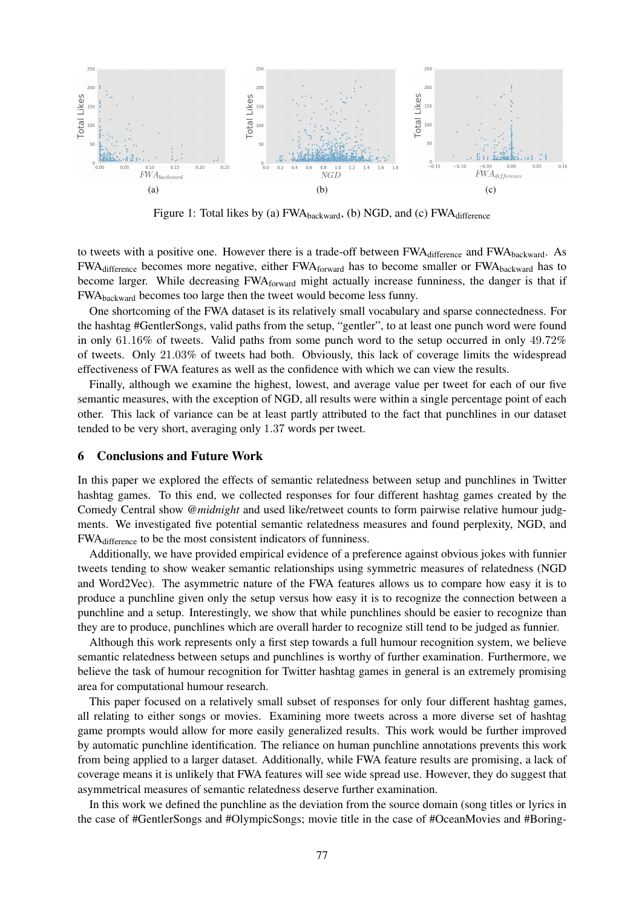Figure 1: Total likes by (a) $FWA_{backward}$, (b) NGD, and (c) $FWA_{difference}$

to tweets with a positive one. However there is a trade-off between $FWA_{difference}$ and $FWA_{backward}$. As $FWA_{difference}$ becomes more negative, either $FWA_{forward}$ has to become smaller or $FWA_{backward}$ has to become larger. While decreasing $FWA_{forward}$ might actually increase funniness, the danger is that if $FWA_{backward}$ becomes too large then the tweet would become less funny.

One shortcoming of the FWA dataset is its relatively small vocabulary and sparse connectedness. For the hashtag #GentlerSongs, valid paths from the setup, "gentler", to at least one punch word were found in only 61.16% of tweets. Valid paths from some punch word to the setup occurred in only 49.72% of tweets. Only 21.03% of tweets had both. Obviously, this lack of coverage limits the widespread effectiveness of FWA features as well as the confidence with which we can view the results.

Finally, although we examine the highest, lowest, and average value per tweet for each of our five semantic measures, with the exception of NGD, all results were within a single percentage point of each other. This lack of variance can be at least partly attributed to the fact that punchlines in our dataset tended to be very short, averaging only 1.37 words per tweet.

## 6 Conclusions and Future Work

In this paper we explored the effects of semantic relatedness between setup and punchlines in Twitter hashtag games. To this end, we collected responses for four different hashtag games created by the Comedy Central show *@midnight* and used like/retweet counts to form pairwise relative humour judgments. We investigated five potential semantic relatedness measures and found perplexity, NGD, and $FWA_{difference}$ to be the most consistent indicators of funniness.

Additionally, we have provided empirical evidence of a preference against obvious jokes with funnier tweets tending to show weaker semantic relationships using symmetric measures of relatedness (NGD and Word2Vec). The asymmetric nature of the FWA features allows us to compare how easy it is to produce a punchline given only the setup versus how easy it is to recognize the connection between a punchline and a setup. Interestingly, we show that while punchlines should be easier to recognize than they are to produce, punchlines which are overall harder to recognize still tend to be judged as funnier.

Although this work represents only a first step towards a full humour recognition system, we believe semantic relatedness between setups and punchlines is worthy of further examination. Furthermore, we believe the task of humour recognition for Twitter hashtag games in general is an extremely promising area for computational humour research.

This paper focused on a relatively small subset of responses for only four different hashtag games, all relating to either songs or movies. Examining more tweets across a more diverse set of hashtag game prompts would allow for more easily generalized results. This work would be further improved by automatic punchline identification. The reliance on human punchline annotations prevents this work from being applied to a larger dataset. Additionally, while FWA feature results are promising, a lack of coverage means it is unlikely that FWA features will see wide spread use. However, they do suggest that asymmetrical measures of semantic relatedness deserve further examination.

In this work we defined the punchline as the deviation from the source domain (song titles or lyrics in the case of #GentlerSongs and #OlympicSongs; movie title in the case of #OceanMovies and #Boring-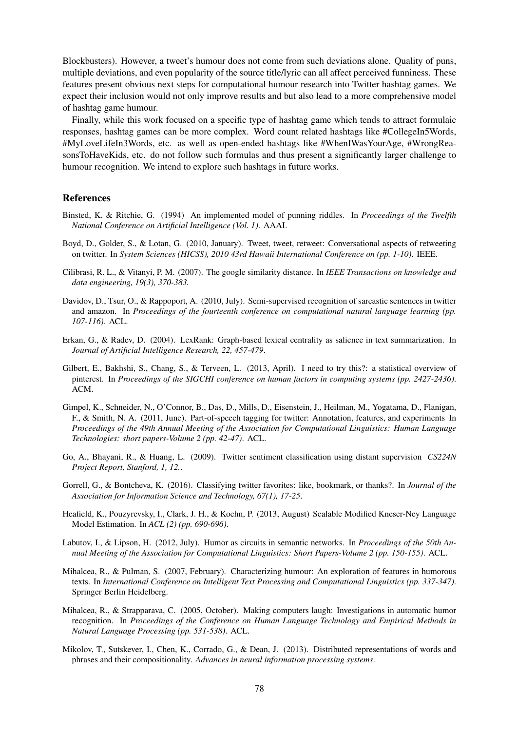Blockbusters). However, a tweet's humour does not come from such deviations alone. Quality of puns, multiple deviations, and even popularity of the source title/lyric can all affect perceived funniness. These features present obvious next steps for computational humour research into Twitter hashtag games. We expect their inclusion would not only improve results and but also lead to a more comprehensive model of hashtag game humour.

Finally, while this work focused on a specific type of hashtag game which tends to attract formulaic responses, hashtag games can be more complex. Word count related hashtags like #CollegeIn5Words, #MyLoveLifeIn3Words, etc. as well as open-ended hashtags like #WhenIWasYourAge, #WrongReasonsToHaveKids, etc. do not follow such formulas and thus present a significantly larger challenge to humour recognition. We intend to explore such hashtags in future works.

## References

Binsted, K. & Ritchie, G. (1994) An implemented model of punning riddles. In *Proceedings of the Twelfth National Conference on Artificial Intelligence (Vol. 1).* AAAI.

Boyd, D., Golder, S., & Lotan, G. (2010, January). Tweet, tweet, retweet: Conversational aspects of retweeting on twitter. In *System Sciences (HICSS), 2010 43rd Hawaii International Conference on (pp. 1-10).* IEEE.

Cilibrasi, R. L., & Vitanyi, P. M. (2007). The google similarity distance. In *IEEE Transactions on knowledge and data engineering, 19(3), 370-383.*

Davidov, D., Tsur, O., & Rappoport, A. (2010, July). Semi-supervised recognition of sarcastic sentences in twitter and amazon. In *Proceedings of the fourteenth conference on computational natural language learning (pp. 107-116).* ACL.

Erkan, G., & Radev, D. (2004). LexRank: Graph-based lexical centrality as salience in text summarization. In *Journal of Artificial Intelligence Research, 22, 457-479*.

Gilbert, E., Bakhshi, S., Chang, S., & Terveen, L. (2013, April). I need to try this?: a statistical overview of pinterest. In *Proceedings of the SIGCHI conference on human factors in computing systems (pp. 2427-2436).* ACM.

Gimpel, K., Schneider, N., O'Connor, B., Das, D., Mills, D., Eisenstein, J., Heilman, M., Yogatama, D., Flanigan, F., & Smith, N. A. (2011, June). Part-of-speech tagging for twitter: Annotation, features, and experiments In *Proceedings of the 49th Annual Meeting of the Association for Computational Linguistics: Human Language Technologies: short papers-Volume 2 (pp. 42-47).* ACL.

Go, A., Bhayani, R., & Huang, L. (2009). Twitter sentiment classification using distant supervision *CS224N Project Report, Stanford, 1, 12.*.

Gorrell, G., & Bontcheva, K. (2016). Classifying twitter favorites: like, bookmark, or thanks?. In *Journal of the Association for Information Science and Technology, 67(1), 17-25.*

Heafield, K., Pouzyrevsky, I., Clark, J. H., & Koehn, P. (2013, August) Scalable Modified Kneser-Ney Language Model Estimation. In *ACL (2) (pp. 690-696).*

Labutov, I., & Lipson, H. (2012, July). Humor as circuits in semantic networks. In *Proceedings of the 50th Annual Meeting of the Association for Computational Linguistics: Short Papers-Volume 2 (pp. 150-155).* ACL.

Mihalcea, R., & Pulman, S. (2007, February). Characterizing humour: An exploration of features in humorous texts. In *International Conference on Intelligent Text Processing and Computational Linguistics (pp. 337-347).* Springer Berlin Heidelberg.

Mihalcea, R., & Strapparava, C. (2005, October). Making computers laugh: Investigations in automatic humor recognition. In *Proceedings of the Conference on Human Language Technology and Empirical Methods in Natural Language Processing (pp. 531-538).* ACL.

Mikolov, T., Sutskever, I., Chen, K., Corrado, G., & Dean, J. (2013). Distributed representations of words and phrases and their compositionality. *Advances in neural information processing systems*.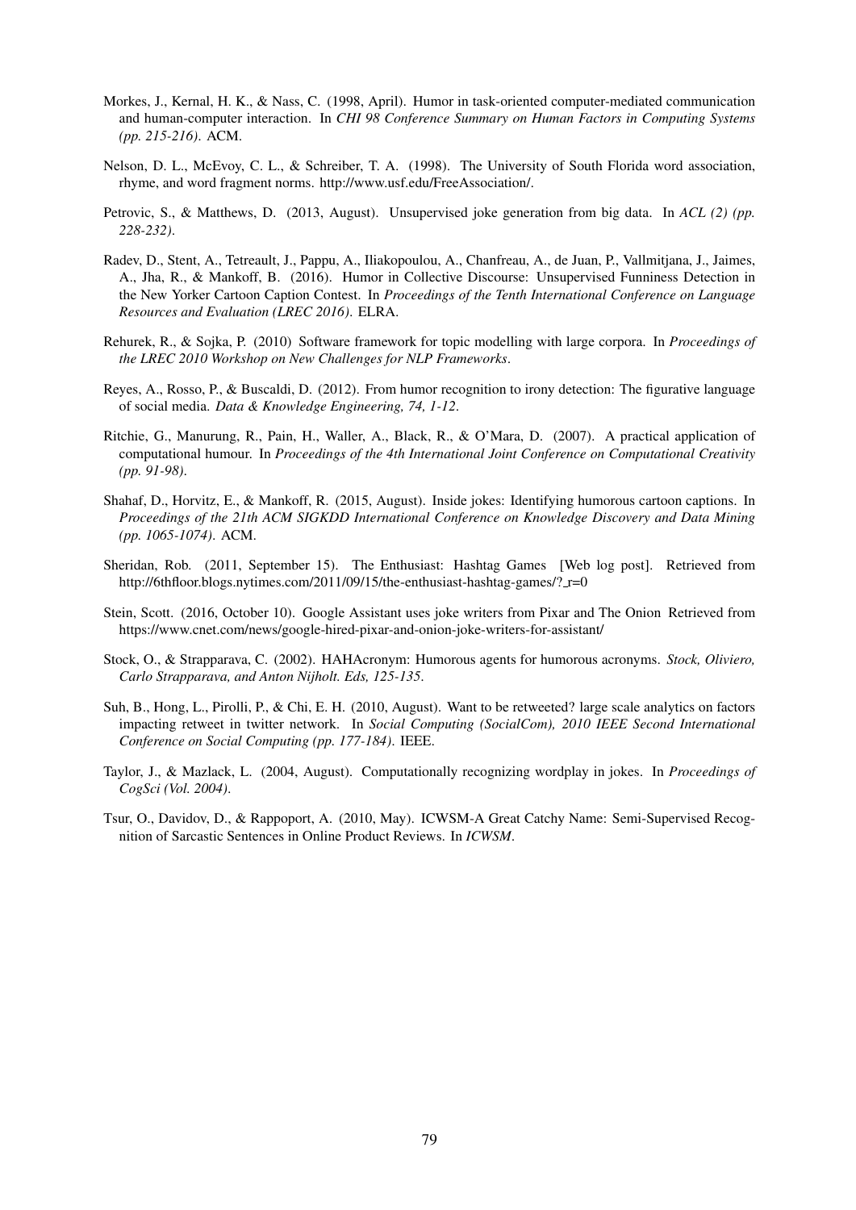Morkes, J., Kernal, H. K., & Nass, C. (1998, April). Humor in task-oriented computer-mediated communication and human-computer interaction. In *CHI 98 Conference Summary on Human Factors in Computing Systems (pp. 215-216)*. ACM.

Nelson, D. L., McEvoy, C. L., & Schreiber, T. A. (1998). The University of South Florida word association, rhyme, and word fragment norms. http://www.usf.edu/FreeAssociation/.

Petrovic, S., & Matthews, D. (2013, August). Unsupervised joke generation from big data. In *ACL (2) (pp. 228-232)*.

Radev, D., Stent, A., Tetreault, J., Pappu, A., Iliakopoulou, A., Chanfreau, A., de Juan, P., Vallmitjana, J., Jaimes, A., Jha, R., & Mankoff, B. (2016). Humor in Collective Discourse: Unsupervised Funniness Detection in the New Yorker Cartoon Caption Contest. In *Proceedings of the Tenth International Conference on Language Resources and Evaluation (LREC 2016)*. ELRA.

Rehurek, R., & Sojka, P. (2010) Software framework for topic modelling with large corpora. In *Proceedings of the LREC 2010 Workshop on New Challenges for NLP Frameworks*.

Reyes, A., Rosso, P., & Buscaldi, D. (2012). From humor recognition to irony detection: The figurative language of social media. *Data & Knowledge Engineering, 74, 1-12*.

Ritchie, G., Manurung, R., Pain, H., Waller, A., Black, R., & O'Mara, D. (2007). A practical application of computational humour. In *Proceedings of the 4th International Joint Conference on Computational Creativity (pp. 91-98)*.

Shahaf, D., Horvitz, E., & Mankoff, R. (2015, August). Inside jokes: Identifying humorous cartoon captions. In *Proceedings of the 21th ACM SIGKDD International Conference on Knowledge Discovery and Data Mining (pp. 1065-1074)*. ACM.

Sheridan, Rob. (2011, September 15). The Enthusiast: Hashtag Games [Web log post]. Retrieved from http://6thfloor.blogs.nytimes.com/2011/09/15/the-enthusiast-hashtag-games/?_r=0

Stein, Scott. (2016, October 10). Google Assistant uses joke writers from Pixar and The Onion Retrieved from https://www.cnet.com/news/google-hired-pixar-and-onion-joke-writers-for-assistant/

Stock, O., & Strapparava, C. (2002). HAHAcronym: Humorous agents for humorous acronyms. *Stock, Oliviero, Carlo Strapparava, and Anton Nijholt. Eds, 125-135*.

Suh, B., Hong, L., Pirolli, P., & Chi, E. H. (2010, August). Want to be retweeted? large scale analytics on factors impacting retweet in twitter network. In *Social Computing (SocialCom), 2010 IEEE Second International Conference on Social Computing (pp. 177-184)*. IEEE.

Taylor, J., & Mazlack, L. (2004, August). Computationally recognizing wordplay in jokes. In *Proceedings of CogSci (Vol. 2004)*.

Tsur, O., Davidov, D., & Rappoport, A. (2010, May). ICWSM-A Great Catchy Name: Semi-Supervised Recognition of Sarcastic Sentences in Online Product Reviews. In *ICWSM*.